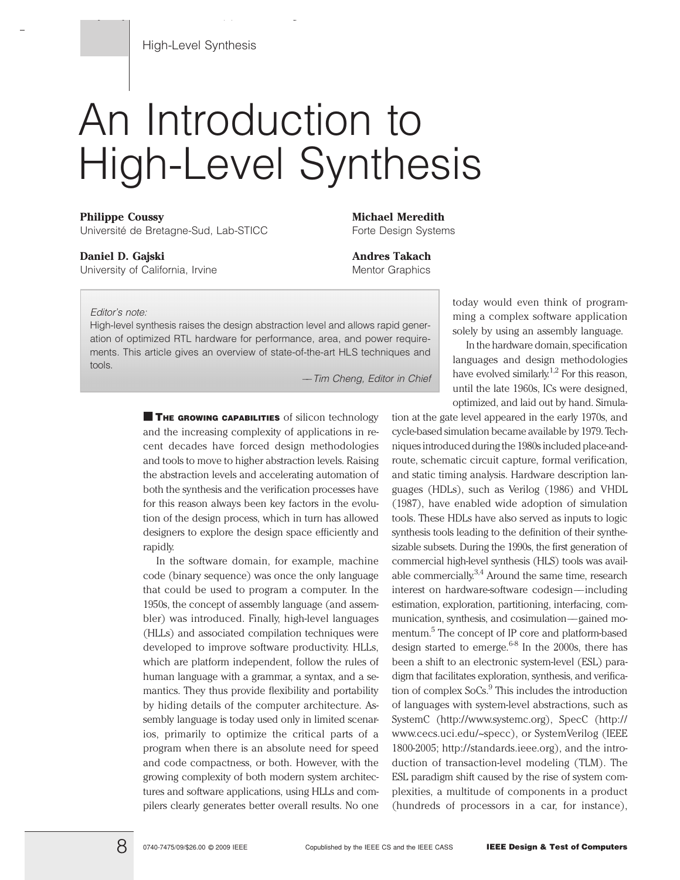# An Introduction to High-Level Synthesis

**Philippe Coussy**
Université de Bretagne-Sud, Lab-STICC

**Daniel D. Gajski**
University of California, Irvine

**Michael Meredith**
Forte Design Systems

**Andres Takach**
Mentor Graphics

*Editor's note:*
High-level synthesis raises the design abstraction level and allows rapid generation of optimized RTL hardware for performance, area, and power requirements. This article gives an overview of state-of-the-art HLS techniques and tools.

*—Tim Cheng, Editor in Chief*

**THE GROWING CAPABILITIES** of silicon technology and the increasing complexity of applications in recent decades have forced design methodologies and tools to move to higher abstraction levels. Raising the abstraction levels and accelerating automation of both the synthesis and the verification processes have for this reason always been key factors in the evolution of the design process, which in turn has allowed designers to explore the design space efficiently and rapidly.

In the software domain, for example, machine code (binary sequence) was once the only language that could be used to program a computer. In the 1950s, the concept of assembly language (and assembler) was introduced. Finally, high-level languages (HLLs) and associated compilation techniques were developed to improve software productivity. HLLs, which are platform independent, follow the rules of human language with a grammar, a syntax, and a semantics. They thus provide flexibility and portability by hiding details of the computer architecture. Assembly language is today used only in limited scenarios, primarily to optimize the critical parts of a program when there is an absolute need for speed and code compactness, or both. However, with the growing complexity of both modern system architectures and software applications, using HLLs and compilers clearly generates better overall results. No one today would even think of programming a complex software application solely by using an assembly language.

In the hardware domain, specification languages and design methodologies have evolved similarly.[1,2] For this reason, until the late 1960s, ICs were designed, optimized, and laid out by hand. Simulation at the gate level appeared in the early 1970s, and cycle-based simulation became available by 1979. Techniques introduced during the 1980s included place-and-route, schematic circuit capture, formal verification, and static timing analysis. Hardware description languages (HDLs), such as Verilog (1986) and VHDL (1987), have enabled wide adoption of simulation tools. These HDLs have also served as inputs to logic synthesis tools leading to the definition of their synthesizable subsets. During the 1990s, the first generation of commercial high-level synthesis (HLS) tools was available commercially.[3,4] Around the same time, research interest on hardware-software codesign—including estimation, exploration, partitioning, interfacing, communication, synthesis, and cosimulation—gained momentum.[5] The concept of IP core and platform-based design started to emerge.[6-8] In the 2000s, there has been a shift to an electronic system-level (ESL) paradigm that facilitates exploration, synthesis, and verification of complex SoCs.[9] This includes the introduction of languages with system-level abstractions, such as SystemC (http://www.systemc.org), SpecC (http://www.cecs.uci.edu/~specc), or SystemVerilog (IEEE 1800-2005; http://standards.ieee.org), and the introduction of transaction-level modeling (TLM). The ESL paradigm shift caused by the rise of system complexities, a multitude of components in a product (hundreds of processors in a car, for instance),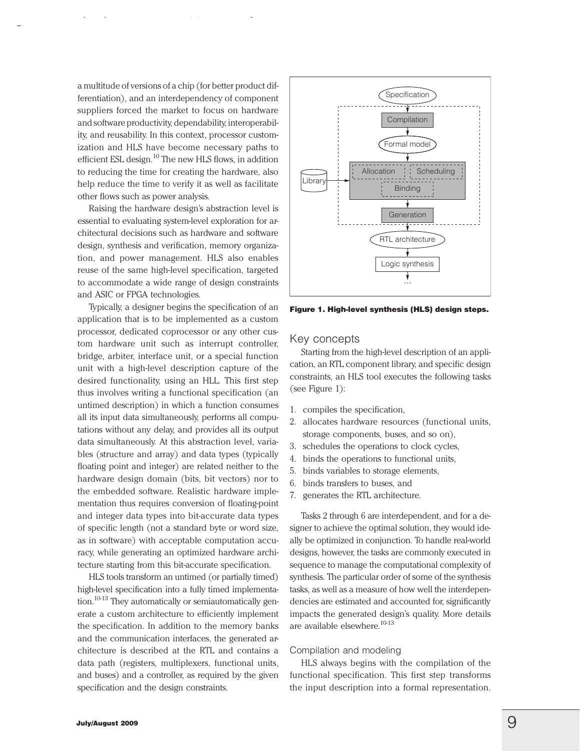a multitude of versions of a chip (for better product differentiation), and an interdependency of component suppliers forced the market to focus on hardware and software productivity, dependability, interoperability, and reusability. In this context, processor customization and HLS have become necessary paths to efficient ESL design.[10] The new HLS flows, in addition to reducing the time for creating the hardware, also help reduce the time to verify it as well as facilitate other flows such as power analysis.

Raising the hardware design's abstraction level is essential to evaluating system-level exploration for architectural decisions such as hardware and software design, synthesis and verification, memory organization, and power management. HLS also enables reuse of the same high-level specification, targeted to accommodate a wide range of design constraints and ASIC or FPGA technologies.

Typically, a designer begins the specification of an application that is to be implemented as a custom processor, dedicated coprocessor or any other custom hardware unit such as interrupt controller, bridge, arbiter, interface unit, or a special function unit with a high-level description capture of the desired functionality, using an HLL. This first step thus involves writing a functional specification (an untimed description) in which a function consumes all its input data simultaneously, performs all computations without any delay, and provides all its output data simultaneously. At this abstraction level, variables (structure and array) and data types (typically floating point and integer) are related neither to the hardware design domain (bits, bit vectors) nor to the embedded software. Realistic hardware implementation thus requires conversion of floating-point and integer data types into bit-accurate data types of specific length (not a standard byte or word size, as in software) with acceptable computation accuracy, while generating an optimized hardware architecture starting from this bit-accurate specification.

HLS tools transform an untimed (or partially timed) high-level specification into a fully timed implementation.[10-13] They automatically or semiautomatically generate a custom architecture to efficiently implement the specification. In addition to the memory banks and the communication interfaces, the generated architecture is described at the RTL and contains a data path (registers, multiplexers, functional units, and buses) and a controller, as required by the given specification and the design constraints.

Specification → Compilation → Formal model → Allocation / Scheduling / Binding (Library) → Generation → RTL architecture → Logic synthesis → ...

**Figure 1. High-level synthesis (HLS) design steps.**

## Key concepts

Starting from the high-level description of an application, an RTL component library, and specific design constraints, an HLS tool executes the following tasks (see Figure 1):

1. compiles the specification,
2. allocates hardware resources (functional units, storage components, buses, and so on),
3. schedules the operations to clock cycles,
4. binds the operations to functional units,
5. binds variables to storage elements,
6. binds transfers to buses, and
7. generates the RTL architecture.

Tasks 2 through 6 are interdependent, and for a designer to achieve the optimal solution, they would ideally be optimized in conjunction. To handle real-world designs, however, the tasks are commonly executed in sequence to manage the computational complexity of synthesis. The particular order of some of the synthesis tasks, as well as a measure of how well the interdependencies are estimated and accounted for, significantly impacts the generated design's quality. More details are available elsewhere.[10-13]

### Compilation and modeling

HLS always begins with the compilation of the functional specification. This first step transforms the input description into a formal representation.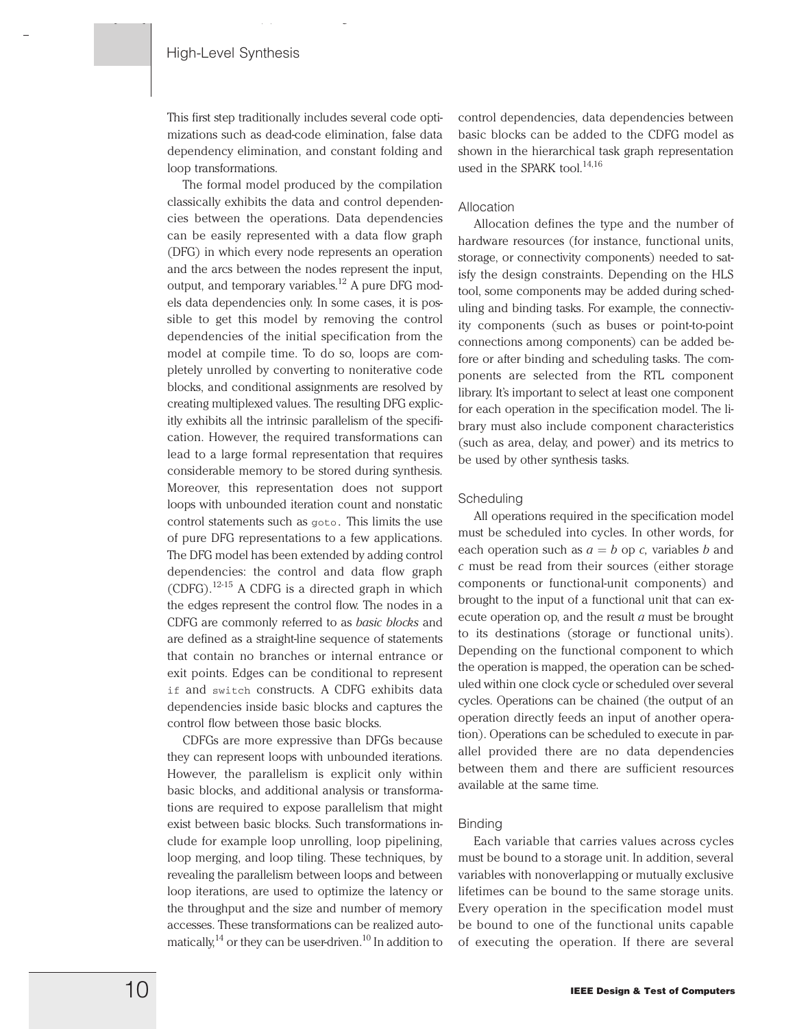This first step traditionally includes several code optimizations such as dead-code elimination, false data dependency elimination, and constant folding and loop transformations.

The formal model produced by the compilation classically exhibits the data and control dependencies between the operations. Data dependencies can be easily represented with a data flow graph (DFG) in which every node represents an operation and the arcs between the nodes represent the input, output, and temporary variables.[12] A pure DFG models data dependencies only. In some cases, it is possible to get this model by removing the control dependencies of the initial specification from the model at compile time. To do so, loops are completely unrolled by converting to noniterative code blocks, and conditional assignments are resolved by creating multiplexed values. The resulting DFG explicitly exhibits all the intrinsic parallelism of the specification. However, the required transformations can lead to a large formal representation that requires considerable memory to be stored during synthesis. Moreover, this representation does not support loops with unbounded iteration count and nonstatic control statements such as `goto`. This limits the use of pure DFG representations to a few applications. The DFG model has been extended by adding control dependencies: the control and data flow graph (CDFG).[12-15] A CDFG is a directed graph in which the edges represent the control flow. The nodes in a CDFG are commonly referred to as *basic blocks* and are defined as a straight-line sequence of statements that contain no branches or internal entrance or exit points. Edges can be conditional to represent `if` and `switch` constructs. A CDFG exhibits data dependencies inside basic blocks and captures the control flow between those basic blocks.

CDFGs are more expressive than DFGs because they can represent loops with unbounded iterations. However, the parallelism is explicit only within basic blocks, and additional analysis or transformations are required to expose parallelism that might exist between basic blocks. Such transformations include for example loop unrolling, loop pipelining, loop merging, and loop tiling. These techniques, by revealing the parallelism between loops and between loop iterations, are used to optimize the latency or the throughput and the size and number of memory accesses. These transformations can be realized automatically,[14] or they can be user-driven.[10] In addition to control dependencies, data dependencies between basic blocks can be added to the CDFG model as shown in the hierarchical task graph representation used in the SPARK tool.[14,16]

### Allocation

Allocation defines the type and the number of hardware resources (for instance, functional units, storage, or connectivity components) needed to satisfy the design constraints. Depending on the HLS tool, some components may be added during scheduling and binding tasks. For example, the connectivity components (such as buses or point-to-point connections among components) can be added before or after binding and scheduling tasks. The components are selected from the RTL component library. It's important to select at least one component for each operation in the specification model. The library must also include component characteristics (such as area, delay, and power) and its metrics to be used by other synthesis tasks.

### Scheduling

All operations required in the specification model must be scheduled into cycles. In other words, for each operation such as $a = b$ op $c$, variables $b$ and $c$ must be read from their sources (either storage components or functional-unit components) and brought to the input of a functional unit that can execute operation op, and the result $a$ must be brought to its destinations (storage or functional units). Depending on the functional component to which the operation is mapped, the operation can be scheduled within one clock cycle or scheduled over several cycles. Operations can be chained (the output of an operation directly feeds an input of another operation). Operations can be scheduled to execute in parallel provided there are no data dependencies between them and there are sufficient resources available at the same time.

### Binding

Each variable that carries values across cycles must be bound to a storage unit. In addition, several variables with nonoverlapping or mutually exclusive lifetimes can be bound to the same storage units. Every operation in the specification model must be bound to one of the functional units capable of executing the operation. If there are several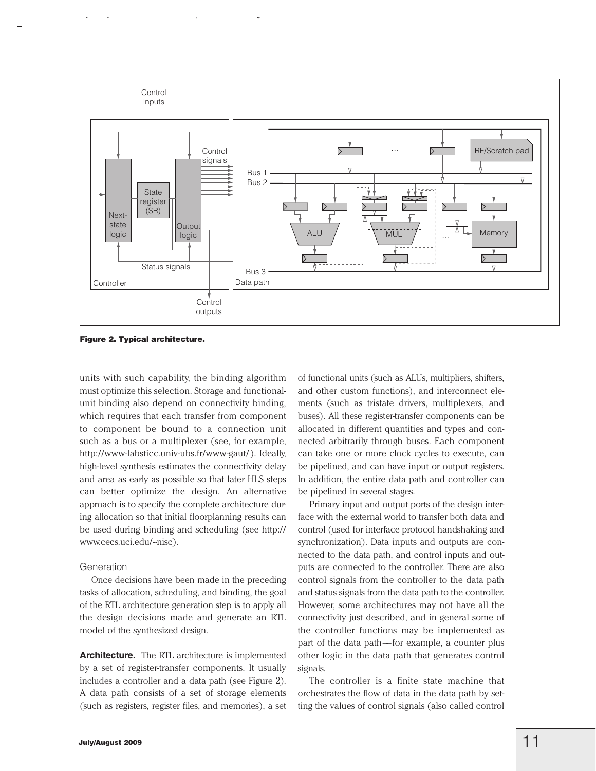Control inputs

Control signals

State register (SR)

Next-state logic

Output logic

Status signals

Controller

Control outputs

RF/Scratch pad

Bus 1

Bus 2

ALU

MUL

Memory

Bus 3

Data path

**Figure 2. Typical architecture.**

units with such capability, the binding algorithm must optimize this selection. Storage and functional-unit binding also depend on connectivity binding, which requires that each transfer from component to component be bound to a connection unit such as a bus or a multiplexer (see, for example, http://www-labsticc.univ-ubs.fr/www-gaut/). Ideally, high-level synthesis estimates the connectivity delay and area as early as possible so that later HLS steps can better optimize the design. An alternative approach is to specify the complete architecture during allocation so that initial floorplanning results can be used during binding and scheduling (see http://www.cecs.uci.edu/~nisc).

### Generation

Once decisions have been made in the preceding tasks of allocation, scheduling, and binding, the goal of the RTL architecture generation step is to apply all the design decisions made and generate an RTL model of the synthesized design.

**Architecture.** The RTL architecture is implemented by a set of register-transfer components. It usually includes a controller and a data path (see Figure 2). A data path consists of a set of storage elements (such as registers, register files, and memories), a set of functional units (such as ALUs, multipliers, shifters, and other custom functions), and interconnect elements (such as tristate drivers, multiplexers, and buses). All these register-transfer components can be allocated in different quantities and types and connected arbitrarily through buses. Each component can take one or more clock cycles to execute, can be pipelined, and can have input or output registers. In addition, the entire data path and controller can be pipelined in several stages.

Primary input and output ports of the design interface with the external world to transfer both data and control (used for interface protocol handshaking and synchronization). Data inputs and outputs are connected to the data path, and control inputs and outputs are connected to the controller. There are also control signals from the controller to the data path and status signals from the data path to the controller. However, some architectures may not have all the connectivity just described, and in general some of the controller functions may be implemented as part of the data path—for example, a counter plus other logic in the data path that generates control signals.

The controller is a finite state machine that orchestrates the flow of data in the data path by setting the values of control signals (also called control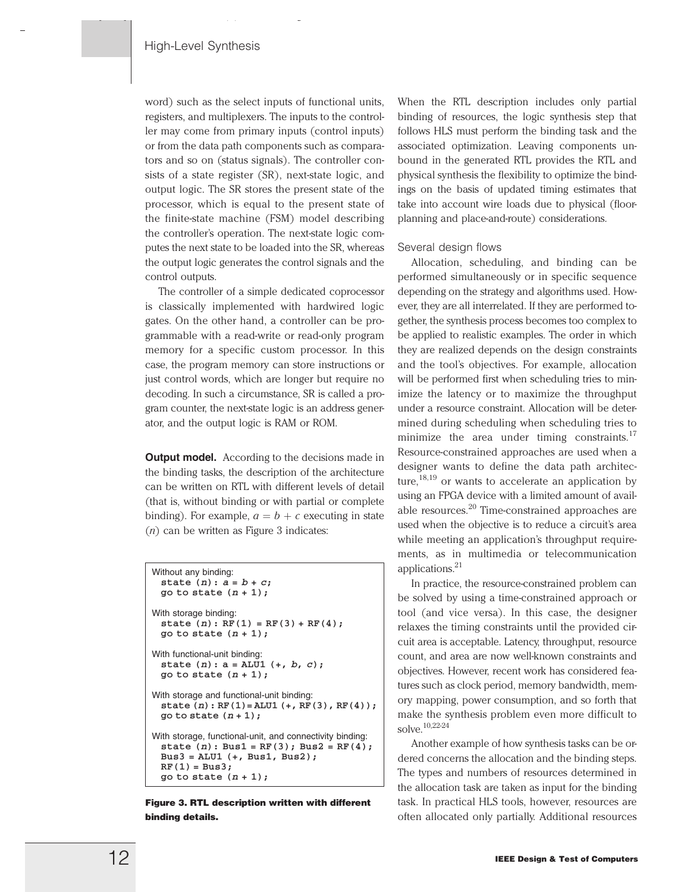word) such as the select inputs of functional units, registers, and multiplexers. The inputs to the controller may come from primary inputs (control inputs) or from the data path components such as comparators and so on (status signals). The controller consists of a state register (SR), next-state logic, and output logic. The SR stores the present state of the processor, which is equal to the present state of the finite-state machine (FSM) model describing the controller's operation. The next-state logic computes the next state to be loaded into the SR, whereas the output logic generates the control signals and the control outputs.

The controller of a simple dedicated coprocessor is classically implemented with hardwired logic gates. On the other hand, a controller can be programmable with a read-write or read-only program memory for a specific custom processor. In this case, the program memory can store instructions or just control words, which are longer but require no decoding. In such a circumstance, SR is called a program counter, the next-state logic is an address generator, and the output logic is RAM or ROM.

**Output model.** According to the decisions made in the binding tasks, the description of the architecture can be written on RTL with different levels of detail (that is, without binding or with partial or complete binding). For example, $a = b + c$ executing in state ($n$) can be written as Figure 3 indicates:

```
Without any binding:
  state (n): a = b + c;
  go to state (n + 1);

With storage binding:
  state (n): RF(1) = RF(3) + RF(4);
  go to state (n + 1);

With functional-unit binding:
  state (n): a = ALU1 (+, b, c);
  go to state (n + 1);

With storage and functional-unit binding:
  state (n): RF(1) = ALU1 (+, RF(3), RF(4));
  go to state (n + 1);

With storage, functional-unit, and connectivity binding:
  state (n): Bus1 = RF(3); Bus2 = RF(4);
  Bus3 = ALU1 (+, Bus1, Bus2);
  RF(1) = Bus3;
  go to state (n + 1);
```

**Figure 3. RTL description written with different binding details.**

When the RTL description includes only partial binding of resources, the logic synthesis step that follows HLS must perform the binding task and the associated optimization. Leaving components unbound in the generated RTL provides the RTL and physical synthesis the flexibility to optimize the bindings on the basis of updated timing estimates that take into account wire loads due to physical (floorplanning and place-and-route) considerations.

### Several design flows

Allocation, scheduling, and binding can be performed simultaneously or in specific sequence depending on the strategy and algorithms used. However, they are all interrelated. If they are performed together, the synthesis process becomes too complex to be applied to realistic examples. The order in which they are realized depends on the design constraints and the tool's objectives. For example, allocation will be performed first when scheduling tries to minimize the latency or to maximize the throughput under a resource constraint. Allocation will be determined during scheduling when scheduling tries to minimize the area under timing constraints.[17] Resource-constrained approaches are used when a designer wants to define the data path architecture,[18,19] or wants to accelerate an application by using an FPGA device with a limited amount of available resources.[20] Time-constrained approaches are used when the objective is to reduce a circuit's area while meeting an application's throughput requirements, as in multimedia or telecommunication applications.[21]

In practice, the resource-constrained problem can be solved by using a time-constrained approach or tool (and vice versa). In this case, the designer relaxes the timing constraints until the provided circuit area is acceptable. Latency, throughput, resource count, and area are now well-known constraints and objectives. However, recent work has considered features such as clock period, memory bandwidth, memory mapping, power consumption, and so forth that make the synthesis problem even more difficult to solve.[10,22-24]

Another example of how synthesis tasks can be ordered concerns the allocation and the binding steps. The types and numbers of resources determined in the allocation task are taken as input for the binding task. In practical HLS tools, however, resources are often allocated only partially. Additional resources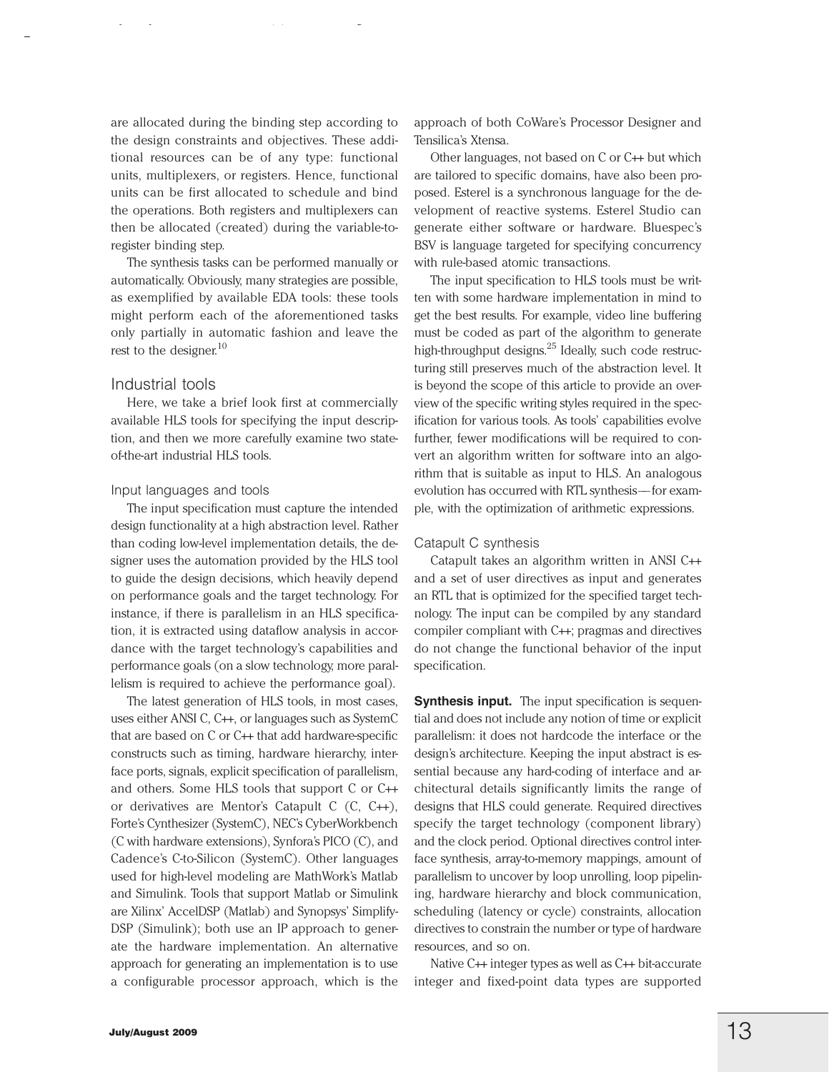are allocated during the binding step according to the design constraints and objectives. These additional resources can be of any type: functional units, multiplexers, or registers. Hence, functional units can be first allocated to schedule and bind the operations. Both registers and multiplexers can then be allocated (created) during the variable-to-register binding step.

The synthesis tasks can be performed manually or automatically. Obviously, many strategies are possible, as exemplified by available EDA tools: these tools might perform each of the aforementioned tasks only partially in automatic fashion and leave the rest to the designer.[10]

## Industrial tools

Here, we take a brief look first at commercially available HLS tools for specifying the input description, and then we more carefully examine two state-of-the-art industrial HLS tools.

### Input languages and tools

The input specification must capture the intended design functionality at a high abstraction level. Rather than coding low-level implementation details, the designer uses the automation provided by the HLS tool to guide the design decisions, which heavily depend on performance goals and the target technology. For instance, if there is parallelism in an HLS specification, it is extracted using dataflow analysis in accordance with the target technology's capabilities and performance goals (on a slow technology, more parallelism is required to achieve the performance goal).

The latest generation of HLS tools, in most cases, uses either ANSI C, C++, or languages such as SystemC that are based on C or C++ that add hardware-specific constructs such as timing, hardware hierarchy, interface ports, signals, explicit specification of parallelism, and others. Some HLS tools that support C or C++ or derivatives are Mentor's Catapult C (C, C++), Forte's Cynthesizer (SystemC), NEC's CyberWorkbench (C with hardware extensions), Synfora's PICO (C), and Cadence's C-to-Silicon (SystemC). Other languages used for high-level modeling are MathWork's Matlab and Simulink. Tools that support Matlab or Simulink are Xilinx' AccelDSP (Matlab) and Synopsys' Simplify-DSP (Simulink); both use an IP approach to generate the hardware implementation. An alternative approach for generating an implementation is to use a configurable processor approach, which is the approach of both CoWare's Processor Designer and Tensilica's Xtensa.

Other languages, not based on C or C++ but which are tailored to specific domains, have also been proposed. Esterel is a synchronous language for the development of reactive systems. Esterel Studio can generate either software or hardware. Bluespec's BSV is language targeted for specifying concurrency with rule-based atomic transactions.

The input specification to HLS tools must be written with some hardware implementation in mind to get the best results. For example, video line buffering must be coded as part of the algorithm to generate high-throughput designs.[25] Ideally, such code restructuring still preserves much of the abstraction level. It is beyond the scope of this article to provide an overview of the specific writing styles required in the specification for various tools. As tools' capabilities evolve further, fewer modifications will be required to convert an algorithm written for software into an algorithm that is suitable as input to HLS. An analogous evolution has occurred with RTL synthesis—for example, with the optimization of arithmetic expressions.

### Catapult C synthesis

Catapult takes an algorithm written in ANSI C++ and a set of user directives as input and generates an RTL that is optimized for the specified target technology. The input can be compiled by any standard compiler compliant with C++; pragmas and directives do not change the functional behavior of the input specification.

**Synthesis input.** The input specification is sequential and does not include any notion of time or explicit parallelism: it does not hardcode the interface or the design's architecture. Keeping the input abstract is essential because any hard-coding of interface and architectural details significantly limits the range of designs that HLS could generate. Required directives specify the target technology (component library) and the clock period. Optional directives control interface synthesis, array-to-memory mappings, amount of parallelism to uncover by loop unrolling, loop pipelining, hardware hierarchy and block communication, scheduling (latency or cycle) constraints, allocation directives to constrain the number or type of hardware resources, and so on.

Native C++ integer types as well as C++ bit-accurate integer and fixed-point data types are supported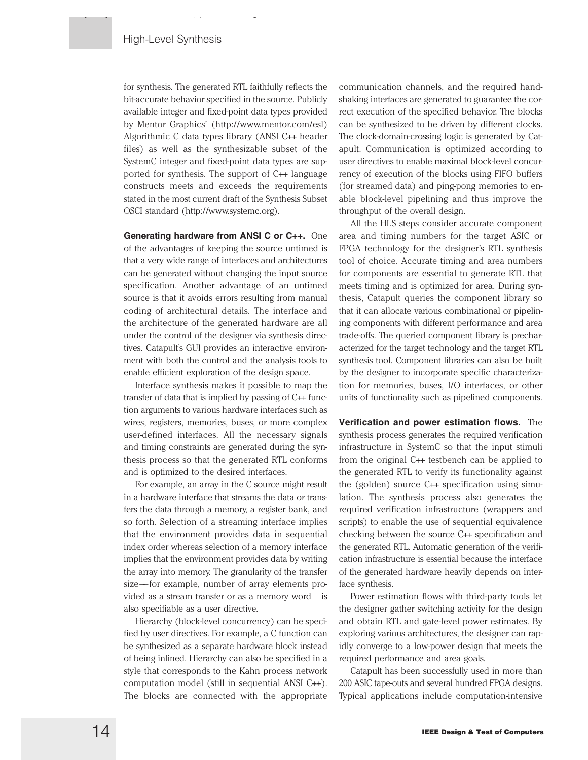for synthesis. The generated RTL faithfully reflects the bit-accurate behavior specified in the source. Publicly available integer and fixed-point data types provided by Mentor Graphics' (http://www.mentor.com/esl) Algorithmic C data types library (ANSI C++ header files) as well as the synthesizable subset of the SystemC integer and fixed-point data types are supported for synthesis. The support of C++ language constructs meets and exceeds the requirements stated in the most current draft of the Synthesis Subset OSCI standard (http://www.systemc.org).

**Generating hardware from ANSI C or C++.** One of the advantages of keeping the source untimed is that a very wide range of interfaces and architectures can be generated without changing the input source specification. Another advantage of an untimed source is that it avoids errors resulting from manual coding of architectural details. The interface and the architecture of the generated hardware are all under the control of the designer via synthesis directives. Catapult's GUI provides an interactive environment with both the control and the analysis tools to enable efficient exploration of the design space.

Interface synthesis makes it possible to map the transfer of data that is implied by passing of C++ function arguments to various hardware interfaces such as wires, registers, memories, buses, or more complex user-defined interfaces. All the necessary signals and timing constraints are generated during the synthesis process so that the generated RTL conforms and is optimized to the desired interfaces.

For example, an array in the C source might result in a hardware interface that streams the data or transfers the data through a memory, a register bank, and so forth. Selection of a streaming interface implies that the environment provides data in sequential index order whereas selection of a memory interface implies that the environment provides data by writing the array into memory. The granularity of the transfer size—for example, number of array elements provided as a stream transfer or as a memory word—is also specifiable as a user directive.

Hierarchy (block-level concurrency) can be specified by user directives. For example, a C function can be synthesized as a separate hardware block instead of being inlined. Hierarchy can also be specified in a style that corresponds to the Kahn process network computation model (still in sequential ANSI C++). The blocks are connected with the appropriate communication channels, and the required handshaking interfaces are generated to guarantee the correct execution of the specified behavior. The blocks can be synthesized to be driven by different clocks. The clock-domain-crossing logic is generated by Catapult. Communication is optimized according to user directives to enable maximal block-level concurrency of execution of the blocks using FIFO buffers (for streamed data) and ping-pong memories to enable block-level pipelining and thus improve the throughput of the overall design.

All the HLS steps consider accurate component area and timing numbers for the target ASIC or FPGA technology for the designer's RTL synthesis tool of choice. Accurate timing and area numbers for components are essential to generate RTL that meets timing and is optimized for area. During synthesis, Catapult queries the component library so that it can allocate various combinational or pipelining components with different performance and area trade-offs. The queried component library is precharacterized for the target technology and the target RTL synthesis tool. Component libraries can also be built by the designer to incorporate specific characterization for memories, buses, I/O interfaces, or other units of functionality such as pipelined components.

**Verification and power estimation flows.** The synthesis process generates the required verification infrastructure in SystemC so that the input stimuli from the original C++ testbench can be applied to the generated RTL to verify its functionality against the (golden) source C++ specification using simulation. The synthesis process also generates the required verification infrastructure (wrappers and scripts) to enable the use of sequential equivalence checking between the source C++ specification and the generated RTL. Automatic generation of the verification infrastructure is essential because the interface of the generated hardware heavily depends on interface synthesis.

Power estimation flows with third-party tools let the designer gather switching activity for the design and obtain RTL and gate-level power estimates. By exploring various architectures, the designer can rapidly converge to a low-power design that meets the required performance and area goals.

Catapult has been successfully used in more than 200 ASIC tape-outs and several hundred FPGA designs. Typical applications include computation-intensive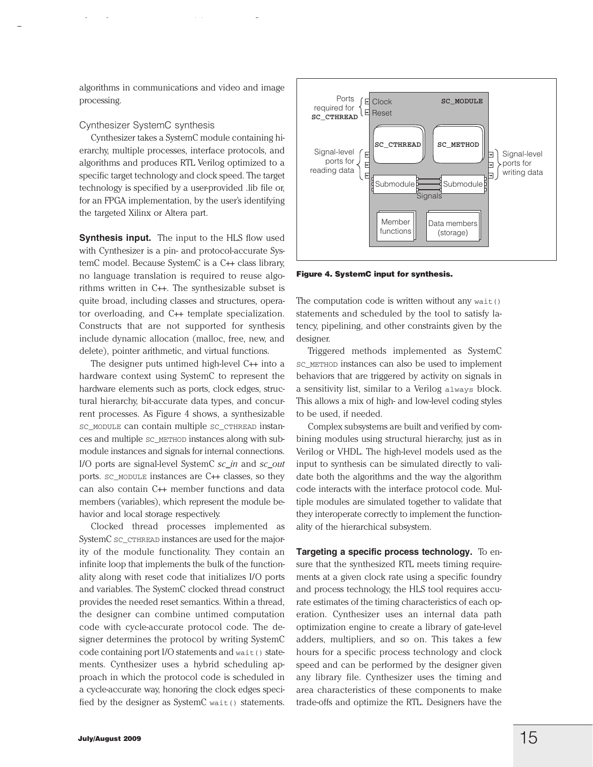algorithms in communications and video and image processing.

### Cynthesizer SystemC synthesis

Cynthesizer takes a SystemC module containing hierarchy, multiple processes, interface protocols, and algorithms and produces RTL Verilog optimized to a specific target technology and clock speed. The target technology is specified by a user-provided .lib file or, for an FPGA implementation, by the user's identifying the targeted Xilinx or Altera part.

**Synthesis input.** The input to the HLS flow used with Cynthesizer is a pin- and protocol-accurate SystemC model. Because SystemC is a C++ class library, no language translation is required to reuse algorithms written in C++. The synthesizable subset is quite broad, including classes and structures, operator overloading, and C++ template specialization. Constructs that are not supported for synthesis include dynamic allocation (malloc, free, new, and delete), pointer arithmetic, and virtual functions.

The designer puts untimed high-level C++ into a hardware context using SystemC to represent the hardware elements such as ports, clock edges, structural hierarchy, bit-accurate data types, and concurrent processes. As Figure 4 shows, a synthesizable SC_MODULE can contain multiple SC_CTHREAD instances and multiple SC_METHOD instances along with submodule instances and signals for internal connections. I/O ports are signal-level SystemC *sc_in* and *sc_out* ports. SC_MODULE instances are C++ classes, so they can also contain C++ member functions and data members (variables), which represent the module behavior and local storage respectively.

Clocked thread processes implemented as SystemC SC_CTHREAD instances are used for the majority of the module functionality. They contain an infinite loop that implements the bulk of the functionality along with reset code that initializes I/O ports and variables. The SystemC clocked thread construct provides the needed reset semantics. Within a thread, the designer can combine untimed computation code with cycle-accurate protocol code. The designer determines the protocol by writing SystemC code containing port I/O statements and wait() statements. Cynthesizer uses a hybrid scheduling approach in which the protocol code is scheduled in a cycle-accurate way, honoring the clock edges specified by the designer as SystemC wait() statements. The computation code is written without any wait() statements and scheduled by the tool to satisfy latency, pipelining, and other constraints given by the designer.

Triggered methods implemented as SystemC SC_METHOD instances can also be used to implement behaviors that are triggered by activity on signals in a sensitivity list, similar to a Verilog always block. This allows a mix of high- and low-level coding styles to be used, if needed.

Complex subsystems are built and verified by combining modules using structural hierarchy, just as in Verilog or VHDL. The high-level models used as the input to synthesis can be simulated directly to validate both the algorithms and the way the algorithm code interacts with the interface protocol code. Multiple modules are simulated together to validate that they interoperate correctly to implement the functionality of the hierarchical subsystem.

Ports required for SC_CTHREAD: Clock, Reset — SC_MODULE — SC_CTHREAD, SC_METHOD — Signal-level ports for reading data — Signal-level ports for writing data — Submodule, Submodule, Signals — Member functions — Data members (storage)

**Figure 4. SystemC input for synthesis.**

**Targeting a specific process technology.** To ensure that the synthesized RTL meets timing requirements at a given clock rate using a specific foundry and process technology, the HLS tool requires accurate estimates of the timing characteristics of each operation. Cynthesizer uses an internal data path optimization engine to create a library of gate-level adders, multipliers, and so on. This takes a few hours for a specific process technology and clock speed and can be performed by the designer given any library file. Cynthesizer uses the timing and area characteristics of these components to make trade-offs and optimize the RTL. Designers have the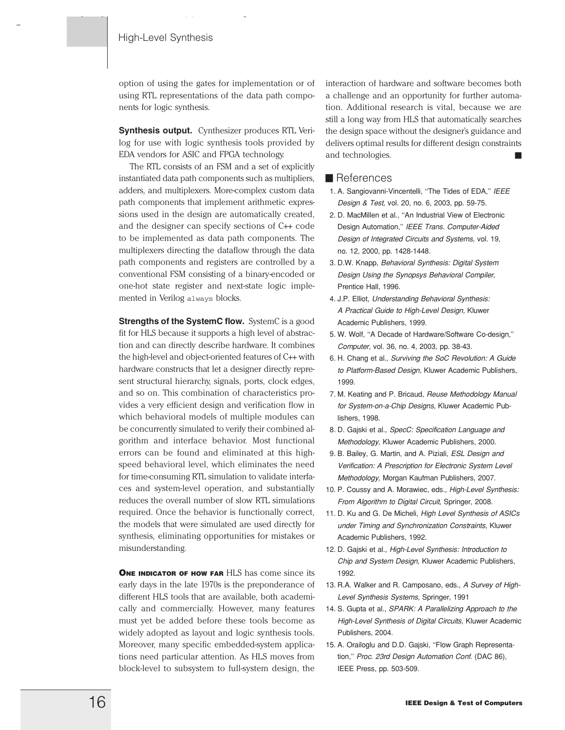option of using the gates for implementation or of using RTL representations of the data path components for logic synthesis.

**Synthesis output.** Cynthesizer produces RTL Verilog for use with logic synthesis tools provided by EDA vendors for ASIC and FPGA technology.

The RTL consists of an FSM and a set of explicitly instantiated data path components such as multipliers, adders, and multiplexers. More-complex custom data path components that implement arithmetic expressions used in the design are automatically created, and the designer can specify sections of C++ code to be implemented as data path components. The multiplexers directing the dataflow through the data path components and registers are controlled by a conventional FSM consisting of a binary-encoded or one-hot state register and next-state logic implemented in Verilog `always` blocks.

**Strengths of the SystemC flow.** SystemC is a good fit for HLS because it supports a high level of abstraction and can directly describe hardware. It combines the high-level and object-oriented features of C++ with hardware constructs that let a designer directly represent structural hierarchy, signals, ports, clock edges, and so on. This combination of characteristics provides a very efficient design and verification flow in which behavioral models of multiple modules can be concurrently simulated to verify their combined algorithm and interface behavior. Most functional errors can be found and eliminated at this high-speed behavioral level, which eliminates the need for time-consuming RTL simulation to validate interfaces and system-level operation, and substantially reduces the overall number of slow RTL simulations required. Once the behavior is functionally correct, the models that were simulated are used directly for synthesis, eliminating opportunities for mistakes or misunderstanding.

**One indicator of how far** HLS has come since its early days in the late 1970s is the preponderance of different HLS tools that are available, both academically and commercially. However, many features must yet be added before these tools become as widely adopted as layout and logic synthesis tools. Moreover, many specific embedded-system applications need particular attention. As HLS moves from block-level to subsystem to full-system design, the interaction of hardware and software becomes both a challenge and an opportunity for further automation. Additional research is vital, because we are still a long way from HLS that automatically searches the design space without the designer's guidance and delivers optimal results for different design constraints and technologies. ■

## References

1. A. Sangiovanni-Vincentelli, "The Tides of EDA," *IEEE Design & Test,* vol. 20, no. 6, 2003, pp. 59-75.
2. D. MacMillen et al., "An Industrial View of Electronic Design Automation," *IEEE Trans. Computer-Aided Design of Integrated Circuits and Systems,* vol. 19, no. 12, 2000, pp. 1428-1448.
3. D.W. Knapp, *Behavioral Synthesis: Digital System Design Using the Synopsys Behavioral Compiler,* Prentice Hall, 1996.
4. J.P. Elliot, *Understanding Behavioral Synthesis: A Practical Guide to High-Level Design,* Kluwer Academic Publishers, 1999.
5. W. Wolf, "A Decade of Hardware/Software Co-design," *Computer,* vol. 36, no. 4, 2003, pp. 38-43.
6. H. Chang et al., *Surviving the SoC Revolution: A Guide to Platform-Based Design,* Kluwer Academic Publishers, 1999.
7. M. Keating and P. Bricaud, *Reuse Methodology Manual for System-on-a-Chip Designs,* Kluwer Academic Publishers, 1998.
8. D. Gajski et al., *SpecC: Specification Language and Methodology,* Kluwer Academic Publishers, 2000.
9. B. Bailey, G. Martin, and A. Piziali, *ESL Design and Verification: A Prescription for Electronic System Level Methodology,* Morgan Kaufman Publishers, 2007.
10. P. Coussy and A. Morawiec, eds., *High-Level Synthesis: From Algorithm to Digital Circuit,* Springer, 2008.
11. D. Ku and G. De Micheli, *High Level Synthesis of ASICs under Timing and Synchronization Constraints,* Kluwer Academic Publishers, 1992.
12. D. Gajski et al., *High-Level Synthesis: Introduction to Chip and System Design,* Kluwer Academic Publishers, 1992.
13. R.A. Walker and R. Camposano, eds., *A Survey of High-Level Synthesis Systems,* Springer, 1991
14. S. Gupta et al., *SPARK: A Parallelizing Approach to the High-Level Synthesis of Digital Circuits,* Kluwer Academic Publishers, 2004.
15. A. Orailoglu and D.D. Gajski, "Flow Graph Representation," *Proc. 23rd Design Automation Conf.* (DAC 86), IEEE Press, pp. 503-509.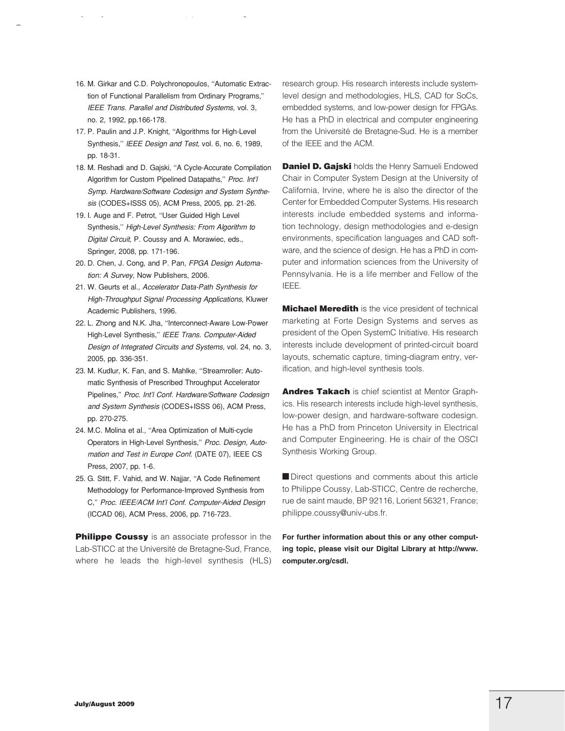16. M. Girkar and C.D. Polychronopoulos, "Automatic Extraction of Functional Parallelism from Ordinary Programs," *IEEE Trans. Parallel and Distributed Systems,* vol. 3, no. 2, 1992, pp.166-178.
17. P. Paulin and J.P. Knight, "Algorithms for High-Level Synthesis," *IEEE Design and Test,* vol. 6, no. 6, 1989, pp. 18-31.
18. M. Reshadi and D. Gajski, "A Cycle-Accurate Compilation Algorithm for Custom Pipelined Datapaths," *Proc. Int'l Symp. Hardware/Software Codesign and System Synthesis* (CODES+ISSS 05), ACM Press, 2005, pp. 21-26.
19. I. Auge and F. Petrot, "User Guided High Level Synthesis," *High-Level Synthesis: From Algorithm to Digital Circuit,* P. Coussy and A. Morawiec, eds., Springer, 2008, pp. 171-196.
20. D. Chen, J. Cong, and P. Pan, *FPGA Design Automation: A Survey,* Now Publishers, 2006.
21. W. Geurts et al., *Accelerator Data-Path Synthesis for High-Throughput Signal Processing Applications,* Kluwer Academic Publishers, 1996.
22. L. Zhong and N.K. Jha, "Interconnect-Aware Low-Power High-Level Synthesis," *IEEE Trans. Computer-Aided Design of Integrated Circuits and Systems,* vol. 24, no. 3, 2005, pp. 336-351.
23. M. Kudlur, K. Fan, and S. Mahlke, "Streamroller: Automatic Synthesis of Prescribed Throughput Accelerator Pipelines," *Proc. Int'l Conf. Hardware/Software Codesign and System Synthesis* (CODES+ISSS 06), ACM Press, pp. 270-275.
24. M.C. Molina et al., "Area Optimization of Multi-cycle Operators in High-Level Synthesis," *Proc. Design, Automation and Test in Europe Conf.* (DATE 07), IEEE CS Press, 2007, pp. 1-6.
25. G. Stitt, F. Vahid, and W. Najjar, "A Code Refinement Methodology for Performance-Improved Synthesis from C," *Proc. IEEE/ACM Int'l Conf. Computer-Aided Design* (ICCAD 06), ACM Press, 2006, pp. 716-723.

**Philippe Coussy** is an associate professor in the Lab-STICC at the Université de Bretagne-Sud, France, where he leads the high-level synthesis (HLS) research group. His research interests include system-level design and methodologies, HLS, CAD for SoCs, embedded systems, and low-power design for FPGAs. He has a PhD in electrical and computer engineering from the Université de Bretagne-Sud. He is a member of the IEEE and the ACM.

**Daniel D. Gajski** holds the Henry Samueli Endowed Chair in Computer System Design at the University of California, Irvine, where he is also the director of the Center for Embedded Computer Systems. His research interests include embedded systems and information technology, design methodologies and e-design environments, specification languages and CAD software, and the science of design. He has a PhD in computer and information sciences from the University of Pennsylvania. He is a life member and Fellow of the IEEE.

**Michael Meredith** is the vice president of technical marketing at Forte Design Systems and serves as president of the Open SystemC Initiative. His research interests include development of printed-circuit board layouts, schematic capture, timing-diagram entry, verification, and high-level synthesis tools.

**Andres Takach** is chief scientist at Mentor Graphics. His research interests include high-level synthesis, low-power design, and hardware-software codesign. He has a PhD from Princeton University in Electrical and Computer Engineering. He is chair of the OSCI Synthesis Working Group.

■ Direct questions and comments about this article to Philippe Coussy, Lab-STICC, Centre de recherche, rue de saint maude, BP 92116, Lorient 56321, France; philippe.coussy@univ-ubs.fr.

**For further information about this or any other computing topic, please visit our Digital Library at http://www.computer.org/csdl.**